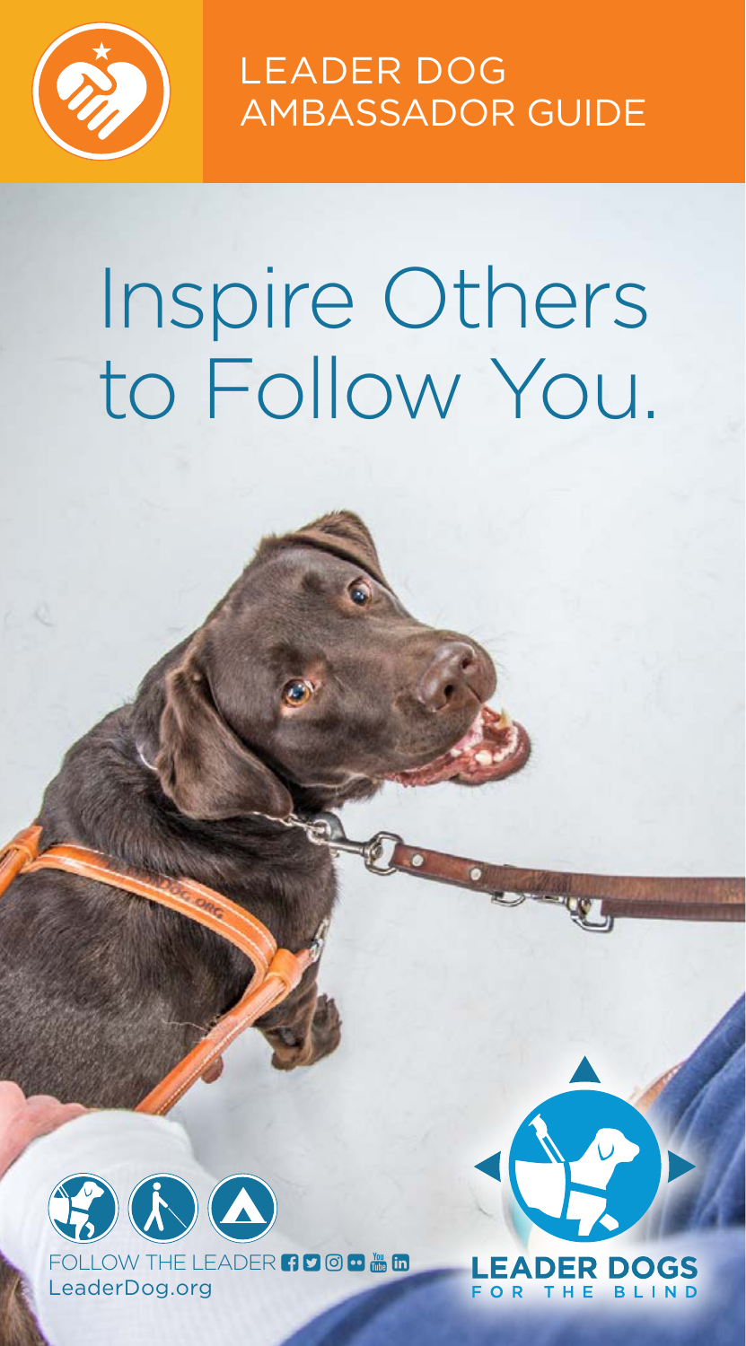LEADER DOG AMBASSADOR GUIDE

# Inspire Others to Follow You.

FOLLOW THE LEADER

LeaderDog.org

LEADER DOGS FOR THE BLIND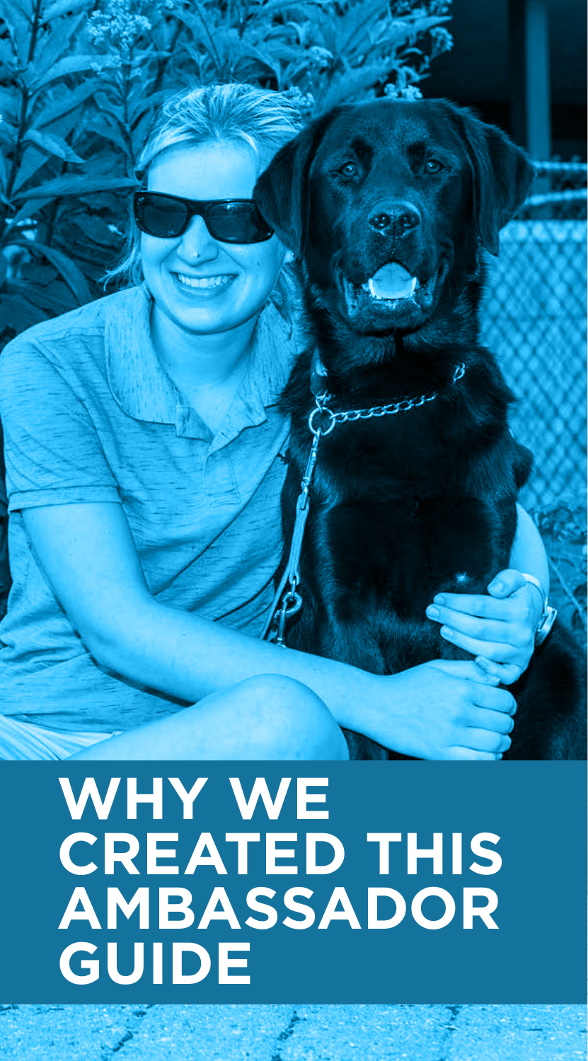# WHY WE CREATED THIS AMBASSADOR GUIDE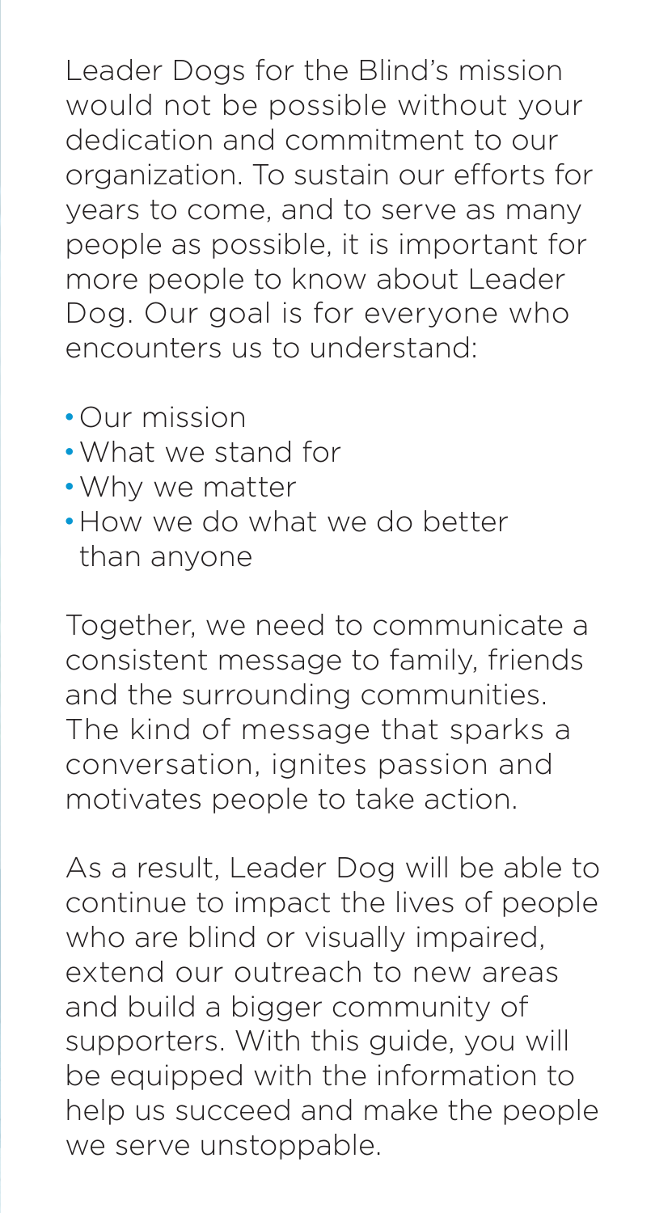Leader Dogs for the Blind's mission would not be possible without your dedication and commitment to our organization. To sustain our efforts for years to come, and to serve as many people as possible, it is important for more people to know about Leader Dog. Our goal is for everyone who encounters us to understand:

- Our mission
- What we stand for
- Why we matter
- How we do what we do better than anyone

Together, we need to communicate a consistent message to family, friends and the surrounding communities. The kind of message that sparks a conversation, ignites passion and motivates people to take action.

As a result, Leader Dog will be able to continue to impact the lives of people who are blind or visually impaired, extend our outreach to new areas and build a bigger community of supporters. With this guide, you will be equipped with the information to help us succeed and make the people we serve unstoppable.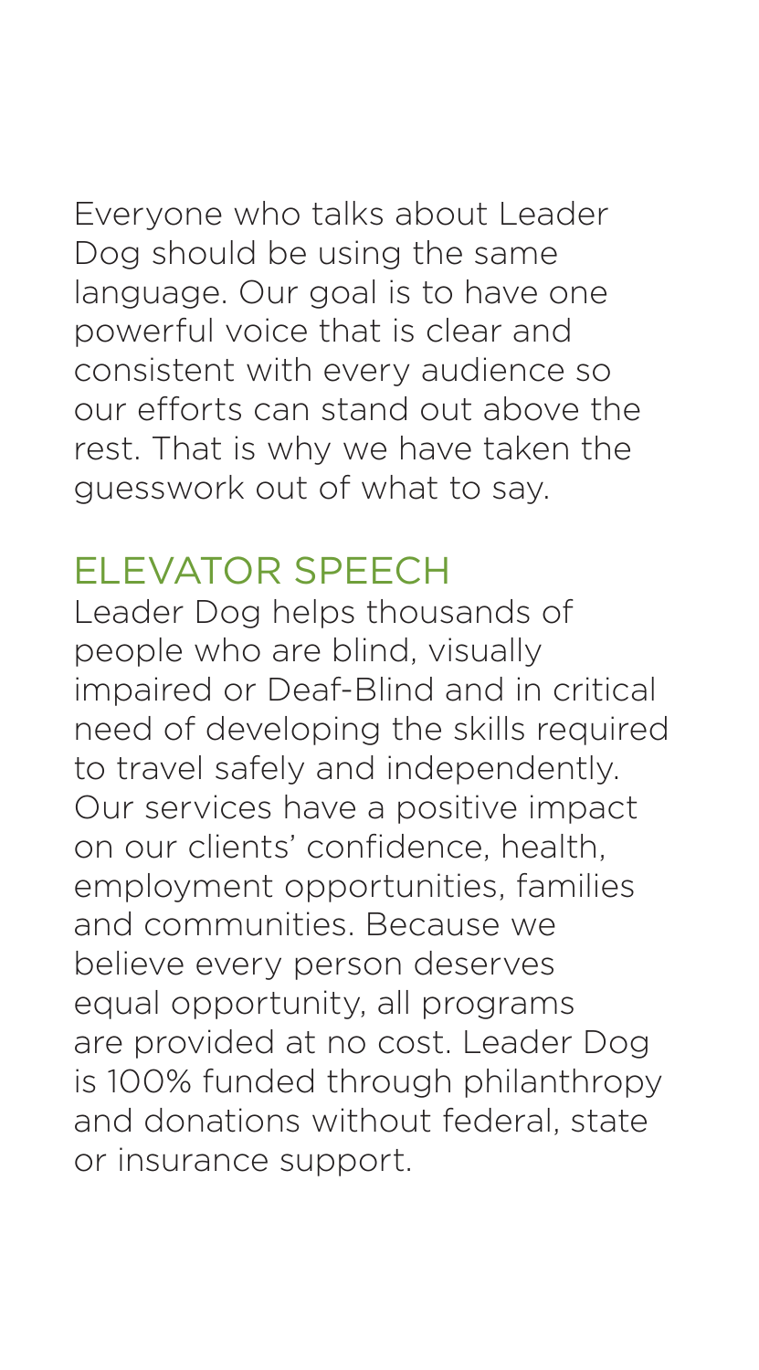Everyone who talks about Leader Dog should be using the same language. Our goal is to have one powerful voice that is clear and consistent with every audience so our efforts can stand out above the rest. That is why we have taken the guesswork out of what to say.

## ELEVATOR SPEECH

Leader Dog helps thousands of people who are blind, visually impaired or Deaf-Blind and in critical need of developing the skills required to travel safely and independently. Our services have a positive impact on our clients' confidence, health, employment opportunities, families and communities. Because we believe every person deserves equal opportunity, all programs are provided at no cost. Leader Dog is 100% funded through philanthropy and donations without federal, state or insurance support.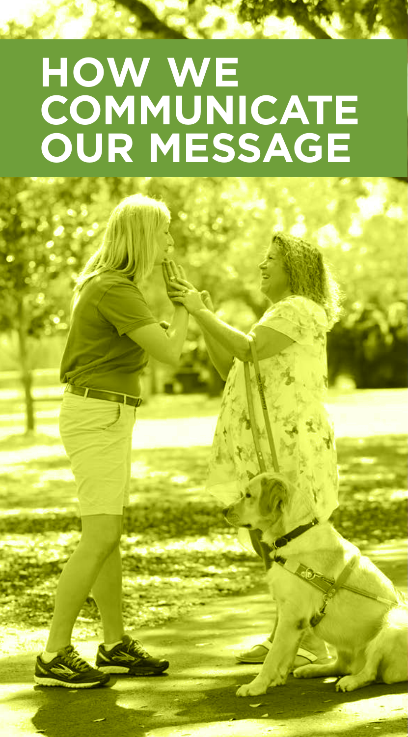# HOW WE COMMUNICATE OUR MESSAGE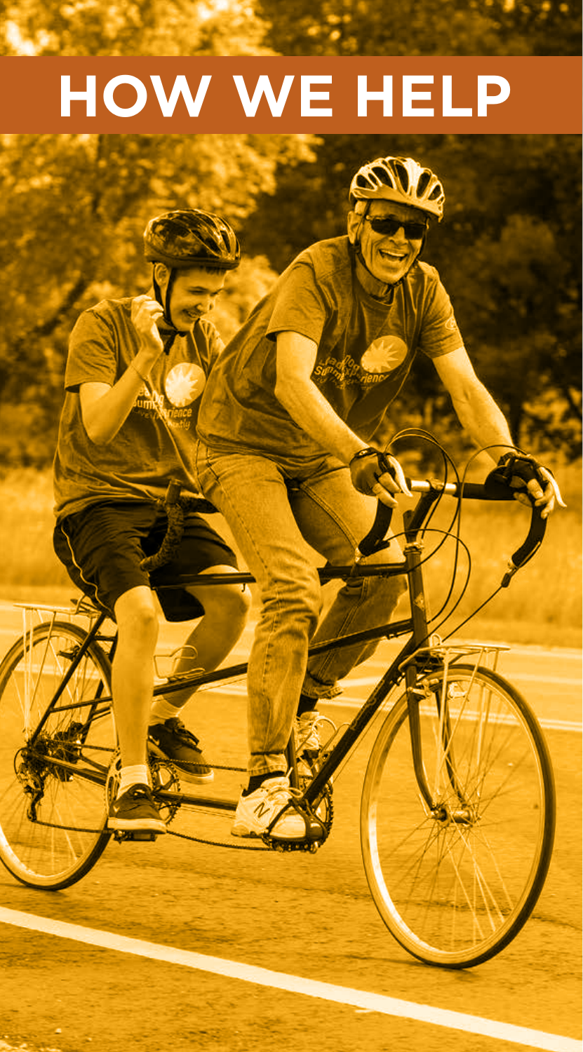# HOW WE HELP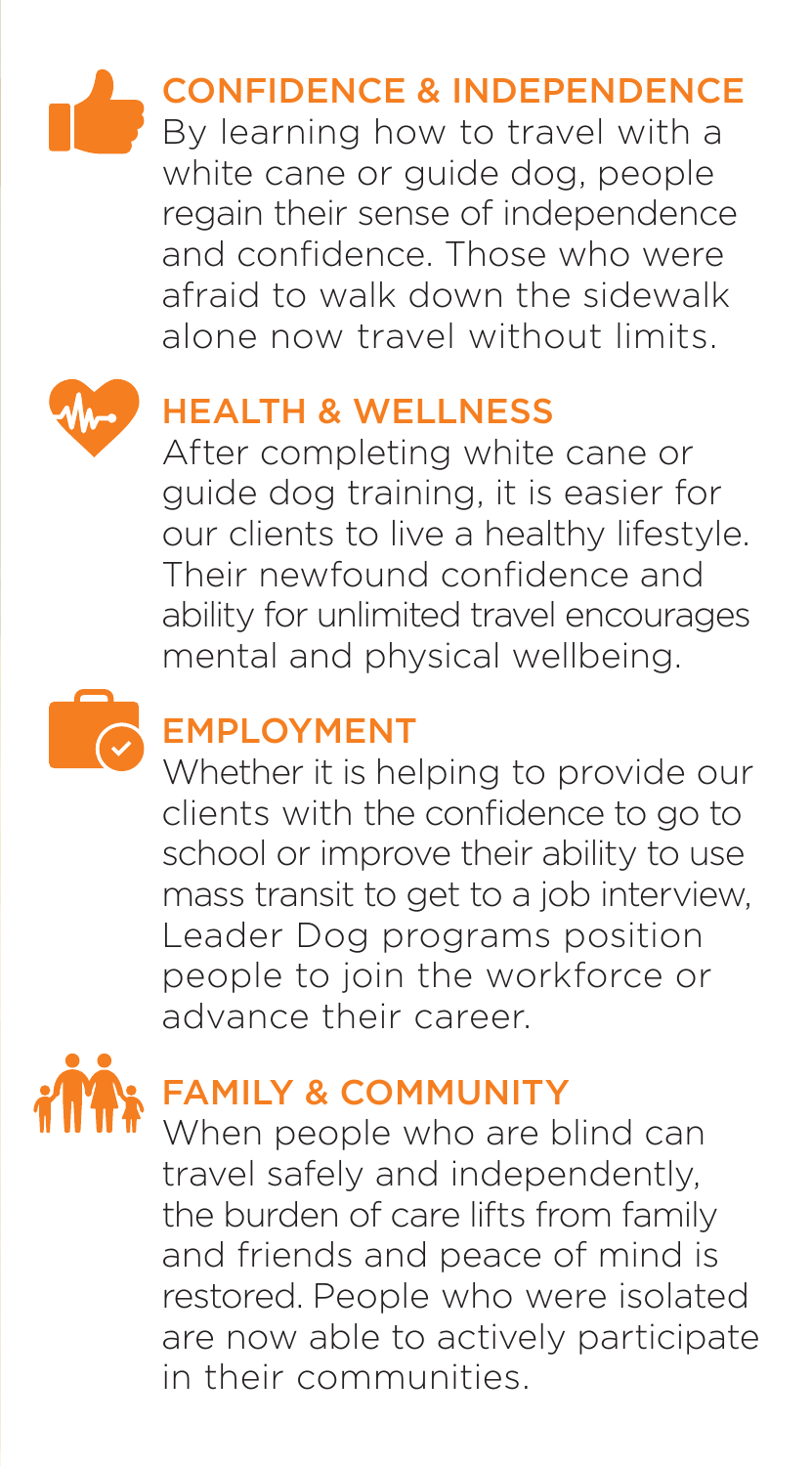## CONFIDENCE & INDEPENDENCE

By learning how to travel with a white cane or guide dog, people regain their sense of independence and confidence. Those who were afraid to walk down the sidewalk alone now travel without limits.

## HEALTH & WELLNESS

After completing white cane or guide dog training, it is easier for our clients to live a healthy lifestyle. Their newfound confidence and ability for unlimited travel encourages mental and physical wellbeing.

## EMPLOYMENT

Whether it is helping to provide our clients with the confidence to go to school or improve their ability to use mass transit to get to a job interview, Leader Dog programs position people to join the workforce or advance their career.

## FAMILY & COMMUNITY

When people who are blind can travel safely and independently, the burden of care lifts from family and friends and peace of mind is restored. People who were isolated are now able to actively participate in their communities.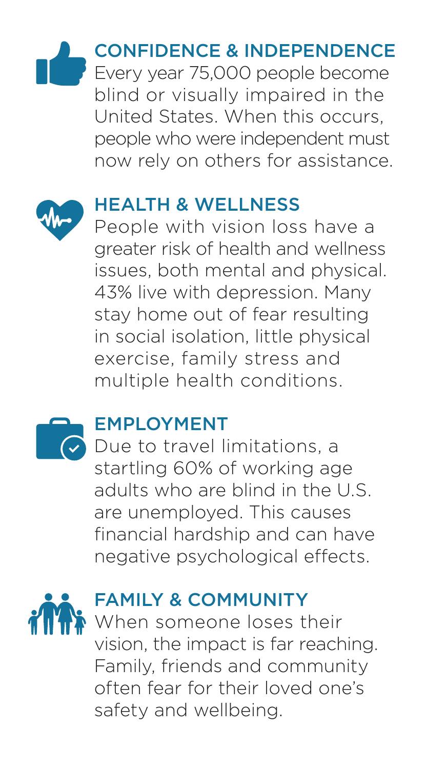## CONFIDENCE & INDEPENDENCE

Every year 75,000 people become blind or visually impaired in the United States. When this occurs, people who were independent must now rely on others for assistance.

## HEALTH & WELLNESS

People with vision loss have a greater risk of health and wellness issues, both mental and physical. 43% live with depression. Many stay home out of fear resulting in social isolation, little physical exercise, family stress and multiple health conditions.

## EMPLOYMENT

Due to travel limitations, a startling 60% of working age adults who are blind in the U.S. are unemployed. This causes financial hardship and can have negative psychological effects.

## FAMILY & COMMUNITY

When someone loses their vision, the impact is far reaching. Family, friends and community often fear for their loved one's safety and wellbeing.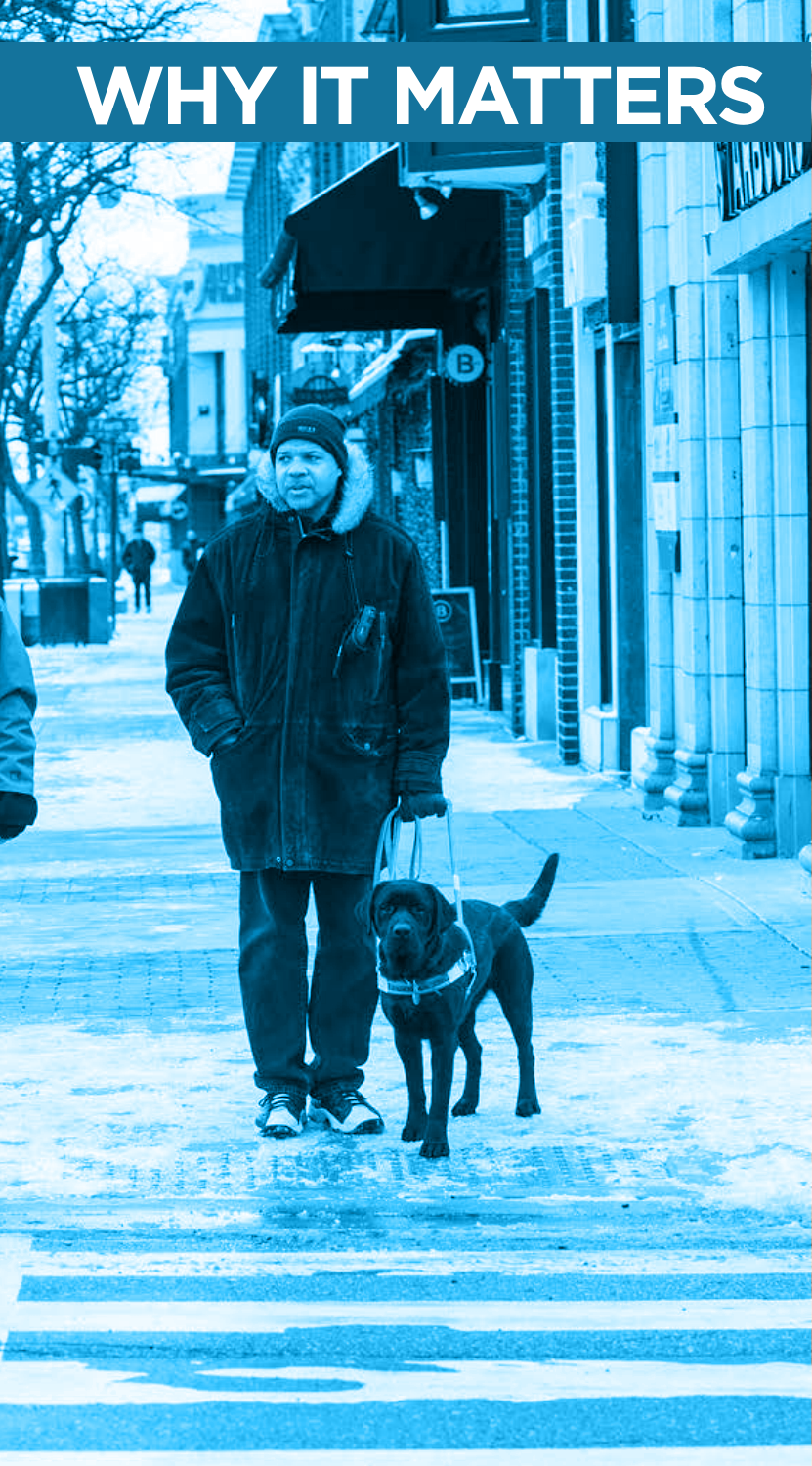# WHY IT MATTERS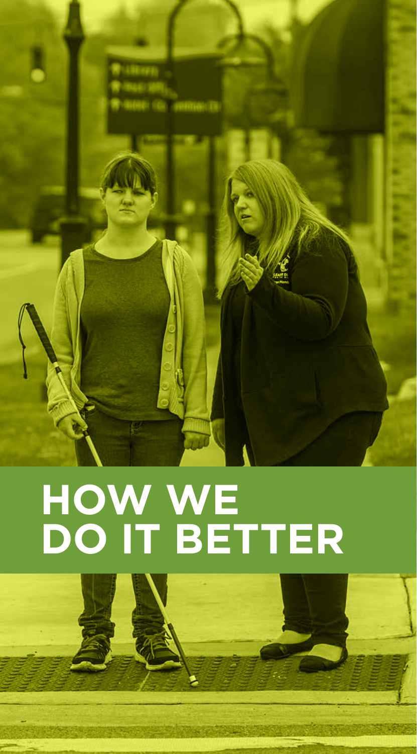# HOW WE DO IT BETTER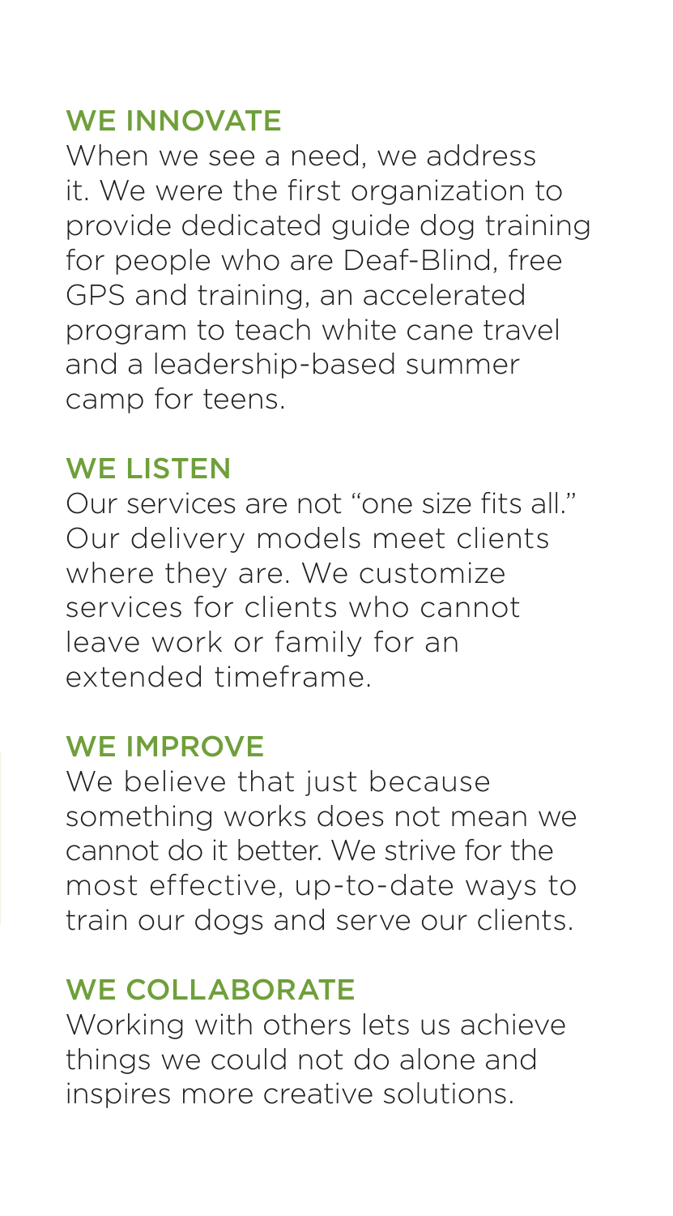## WE INNOVATE

When we see a need, we address it. We were the first organization to provide dedicated guide dog training for people who are Deaf-Blind, free GPS and training, an accelerated program to teach white cane travel and a leadership-based summer camp for teens.

## WE LISTEN

Our services are not "one size fits all." Our delivery models meet clients where they are. We customize services for clients who cannot leave work or family for an extended timeframe.

## WE IMPROVE

We believe that just because something works does not mean we cannot do it better. We strive for the most effective, up-to-date ways to train our dogs and serve our clients.

## WE COLLABORATE

Working with others lets us achieve things we could not do alone and inspires more creative solutions.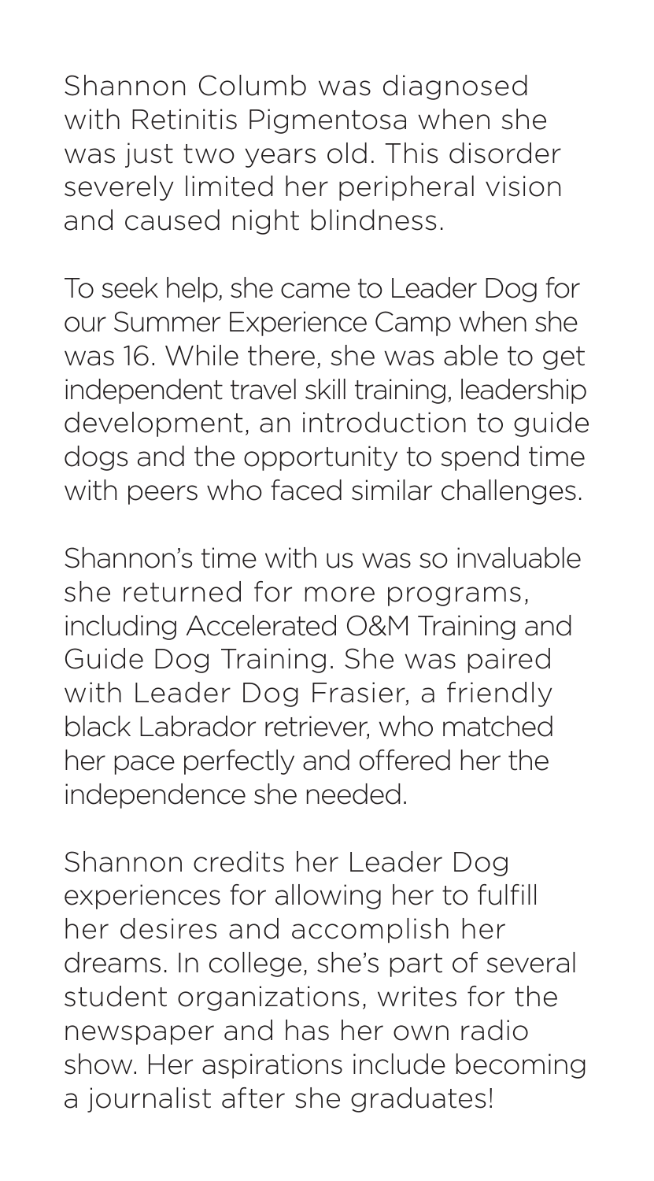Shannon Columb was diagnosed with Retinitis Pigmentosa when she was just two years old. This disorder severely limited her peripheral vision and caused night blindness.

To seek help, she came to Leader Dog for our Summer Experience Camp when she was 16. While there, she was able to get independent travel skill training, leadership development, an introduction to guide dogs and the opportunity to spend time with peers who faced similar challenges.

Shannon's time with us was so invaluable she returned for more programs, including Accelerated O&M Training and Guide Dog Training. She was paired with Leader Dog Frasier, a friendly black Labrador retriever, who matched her pace perfectly and offered her the independence she needed.

Shannon credits her Leader Dog experiences for allowing her to fulfill her desires and accomplish her dreams. In college, she's part of several student organizations, writes for the newspaper and has her own radio show. Her aspirations include becoming a journalist after she graduates!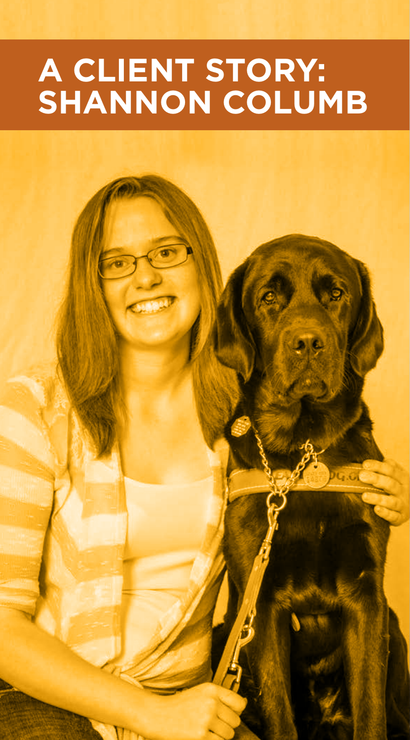# A CLIENT STORY: SHANNON COLUMB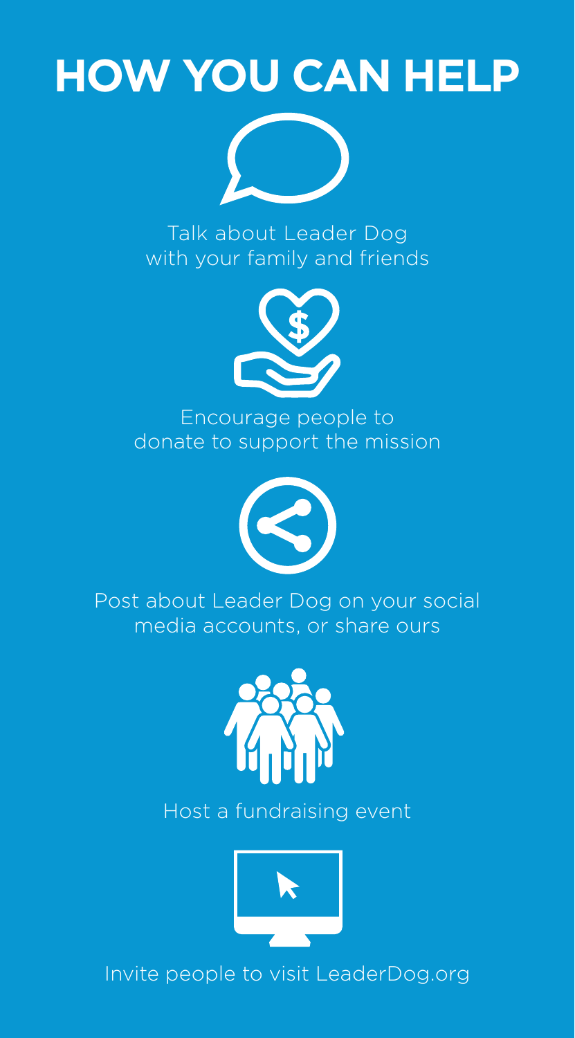# HOW YOU CAN HELP

Talk about Leader Dog with your family and friends

Encourage people to donate to support the mission

Post about Leader Dog on your social media accounts, or share ours

Host a fundraising event

Invite people to visit LeaderDog.org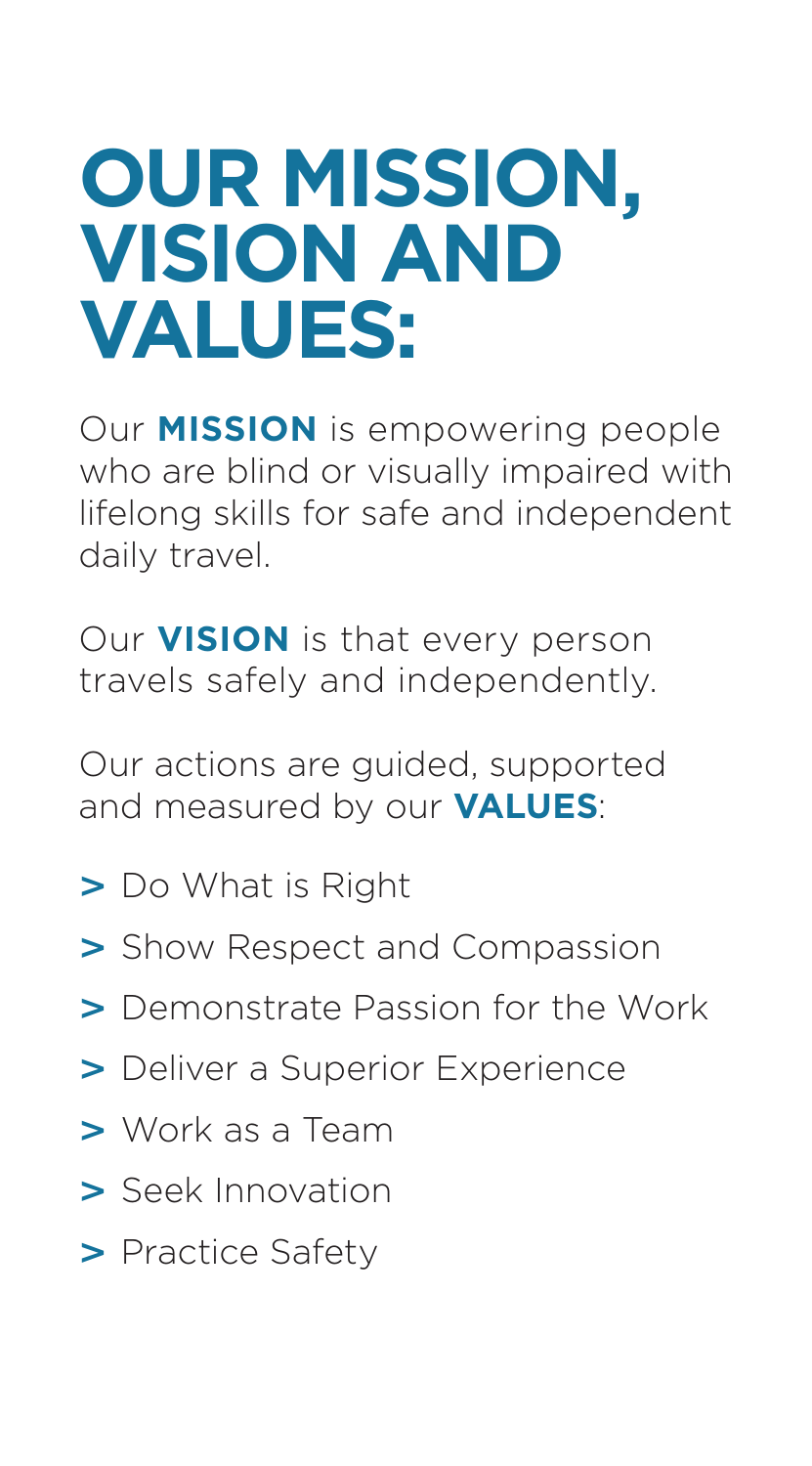# OUR MISSION, VISION AND VALUES:

Our **MISSION** is empowering people who are blind or visually impaired with lifelong skills for safe and independent daily travel.

Our **VISION** is that every person travels safely and independently.

Our actions are guided, supported and measured by our **VALUES**:

- Do What is Right
- Show Respect and Compassion
- Demonstrate Passion for the Work
- Deliver a Superior Experience
- Work as a Team
- Seek Innovation
- Practice Safety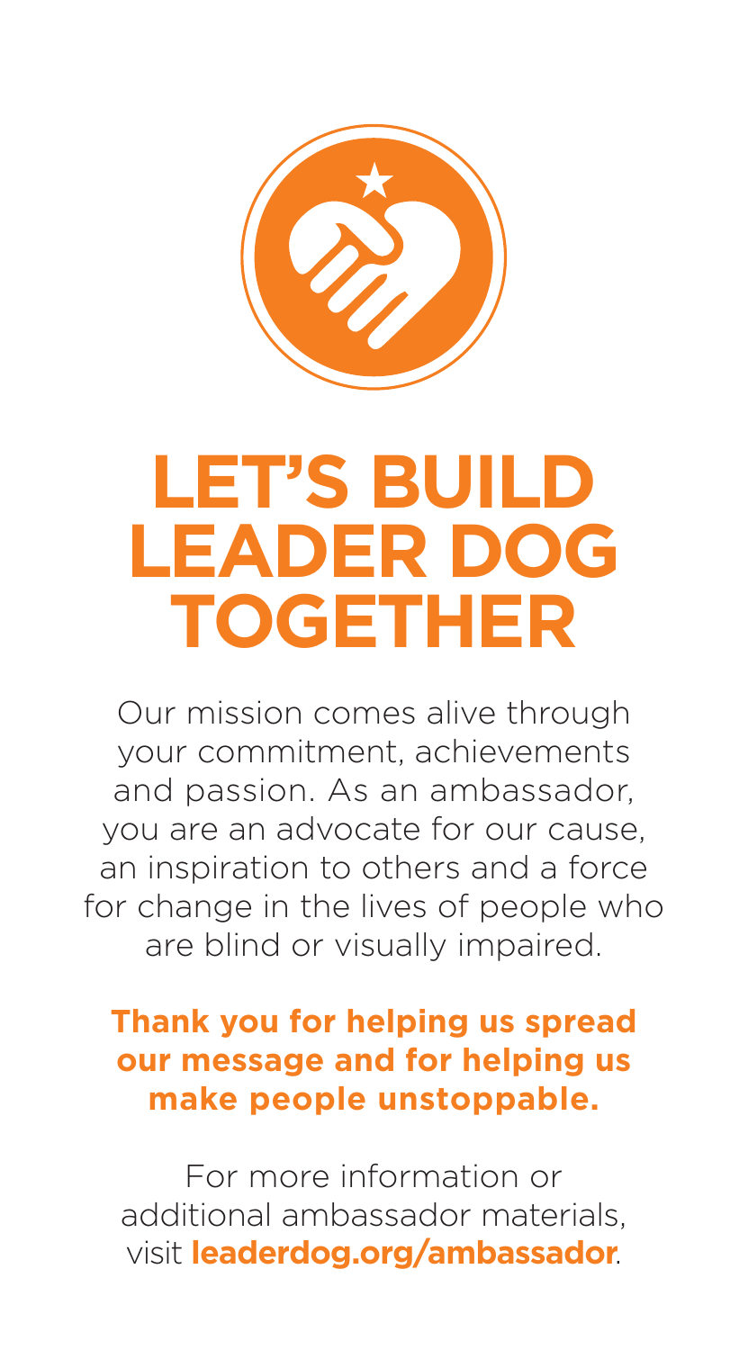# LET'S BUILD LEADER DOG TOGETHER

Our mission comes alive through your commitment, achievements and passion. As an ambassador, you are an advocate for our cause, an inspiration to others and a force for change in the lives of people who are blind or visually impaired.

**Thank you for helping us spread our message and for helping us make people unstoppable.**

For more information or additional ambassador materials, visit **leaderdog.org/ambassador**.